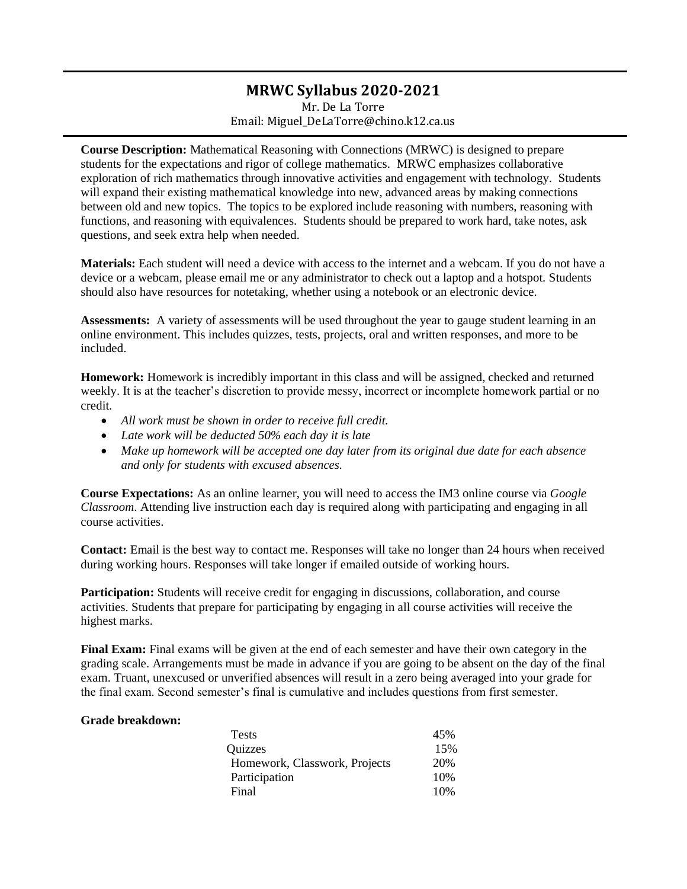# MRWC Syllabus 2020-2021

Mr. De La Torre
Email: Miguel_DeLaTorre@chino.k12.ca.us

**Course Description:** Mathematical Reasoning with Connections (MRWC) is designed to prepare students for the expectations and rigor of college mathematics. MRWC emphasizes collaborative exploration of rich mathematics through innovative activities and engagement with technology. Students will expand their existing mathematical knowledge into new, advanced areas by making connections between old and new topics. The topics to be explored include reasoning with numbers, reasoning with functions, and reasoning with equivalences. Students should be prepared to work hard, take notes, ask questions, and seek extra help when needed.

**Materials:** Each student will need a device with access to the internet and a webcam. If you do not have a device or a webcam, please email me or any administrator to check out a laptop and a hotspot. Students should also have resources for notetaking, whether using a notebook or an electronic device.

**Assessments:** A variety of assessments will be used throughout the year to gauge student learning in an online environment. This includes quizzes, tests, projects, oral and written responses, and more to be included.

**Homework:** Homework is incredibly important in this class and will be assigned, checked and returned weekly. It is at the teacher's discretion to provide messy, incorrect or incomplete homework partial or no credit.

- *All work must be shown in order to receive full credit.*
- *Late work will be deducted 50% each day it is late*
- *Make up homework will be accepted one day later from its original due date for each absence and only for students with excused absences.*

**Course Expectations:** As an online learner, you will need to access the IM3 online course via *Google Classroom*. Attending live instruction each day is required along with participating and engaging in all course activities.

**Contact:** Email is the best way to contact me. Responses will take no longer than 24 hours when received during working hours. Responses will take longer if emailed outside of working hours.

**Participation:** Students will receive credit for engaging in discussions, collaboration, and course activities. Students that prepare for participating by engaging in all course activities will receive the highest marks.

**Final Exam:** Final exams will be given at the end of each semester and have their own category in the grading scale. Arrangements must be made in advance if you are going to be absent on the day of the final exam. Truant, unexcused or unverified absences will result in a zero being averaged into your grade for the final exam. Second semester's final is cumulative and includes questions from first semester.

**Grade breakdown:**

| Category | Weight |
| --- | --- |
| Tests | 45% |
| Quizzes | 15% |
| Homework, Classwork, Projects | 20% |
| Participation | 10% |
| Final | 10% |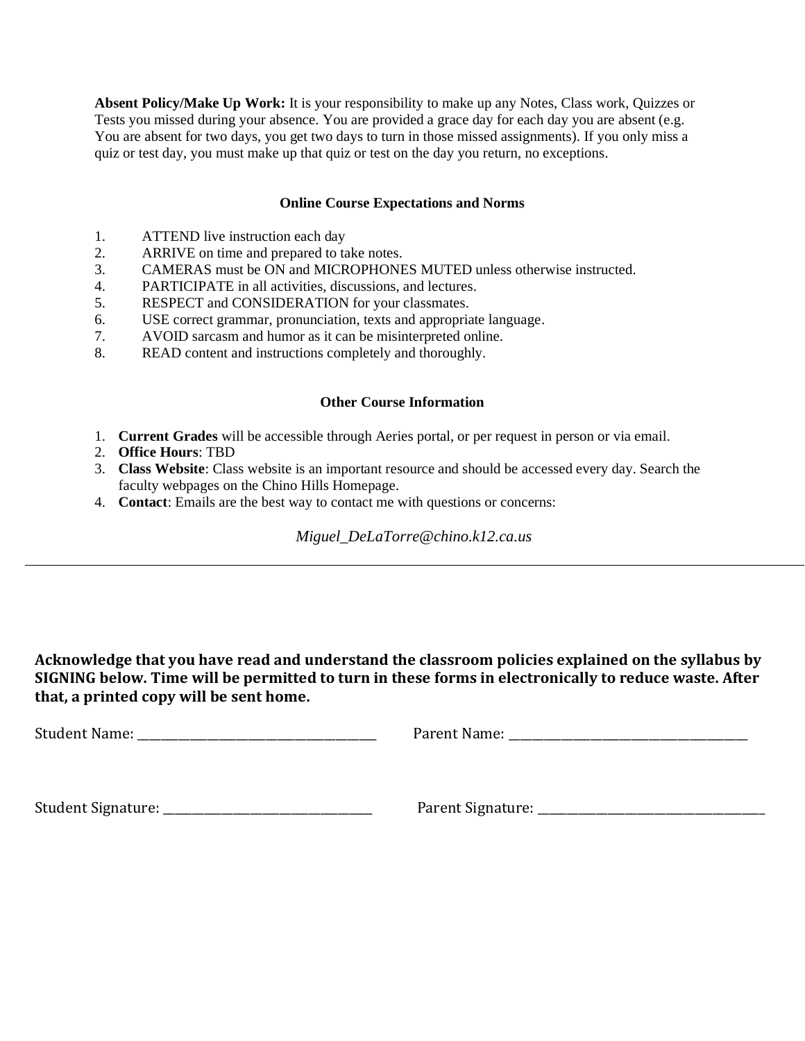**Absent Policy/Make Up Work:** It is your responsibility to make up any Notes, Class work, Quizzes or Tests you missed during your absence. You are provided a grace day for each day you are absent (e.g. You are absent for two days, you get two days to turn in those missed assignments). If you only miss a quiz or test day, you must make up that quiz or test on the day you return, no exceptions.

**Online Course Expectations and Norms**

1. ATTEND live instruction each day
2. ARRIVE on time and prepared to take notes.
3. CAMERAS must be ON and MICROPHONES MUTED unless otherwise instructed.
4. PARTICIPATE in all activities, discussions, and lectures.
5. RESPECT and CONSIDERATION for your classmates.
6. USE correct grammar, pronunciation, texts and appropriate language.
7. AVOID sarcasm and humor as it can be misinterpreted online.
8. READ content and instructions completely and thoroughly.

**Other Course Information**

1. **Current Grades** will be accessible through Aeries portal, or per request in person or via email.
2. **Office Hours**: TBD
3. **Class Website**: Class website is an important resource and should be accessed every day. Search the faculty webpages on the Chino Hills Homepage.
4. **Contact**: Emails are the best way to contact me with questions or concerns:

*Miguel_DeLaTorre@chino.k12.ca.us*

---

**Acknowledge that you have read and understand the classroom policies explained on the syllabus by SIGNING below. Time will be permitted to turn in these forms in electronically to reduce waste. After that, a printed copy will be sent home.**

Student Name: ____________________________________ Parent Name: ____________________________________

Student Signature: _________________________________ Parent Signature: __________________________________